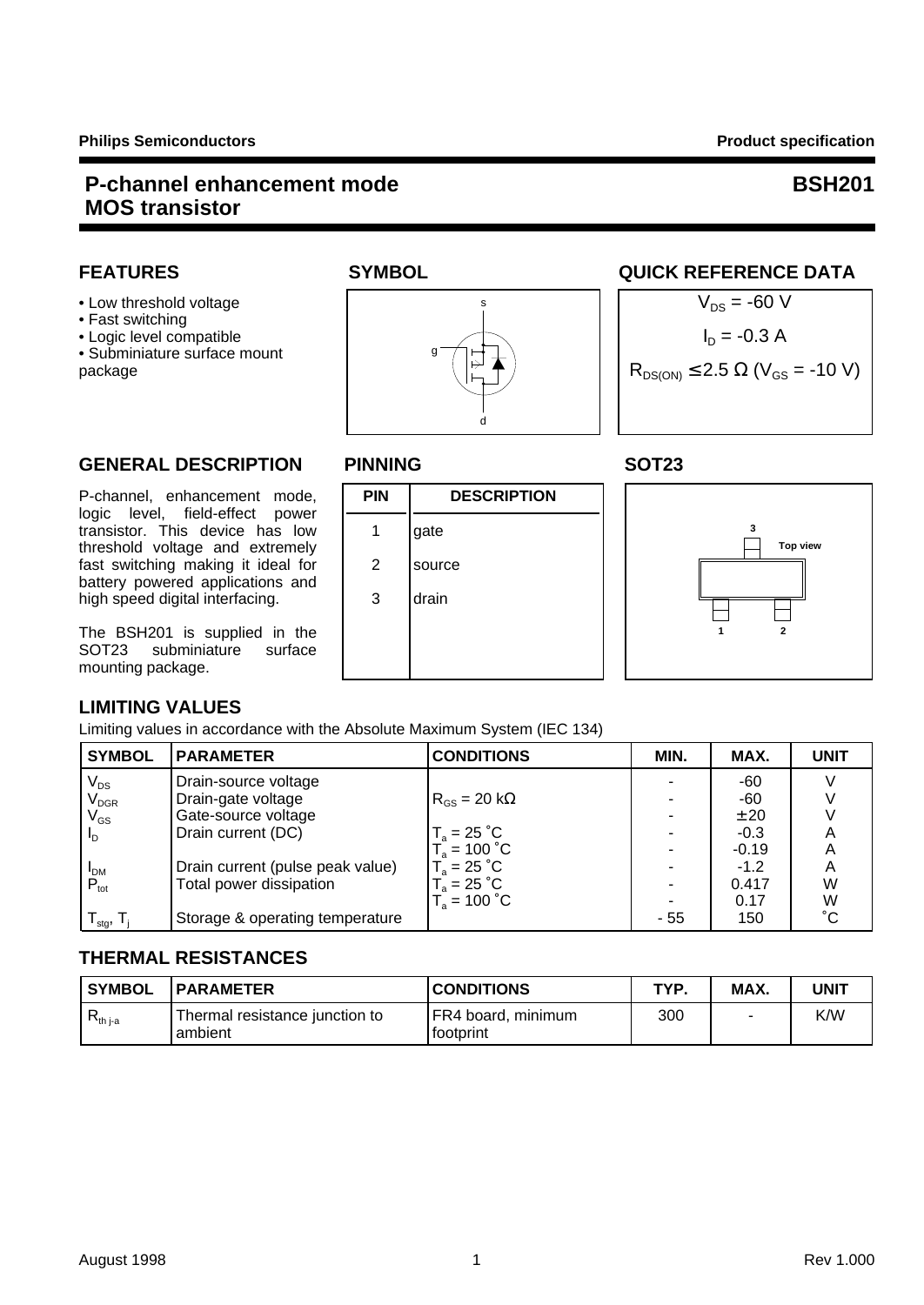Philips Semiconductors — Product specification

# P-channel enhancement mode MOS transistor — BSH201

## FEATURES

- Low threshold voltage
- Fast switching
- Logic level compatible
- Subminiature surface mount package

## SYMBOL

s

g

d

## QUICK REFERENCE DATA

$V_{DS}$ = -60 V

$I_D$ = -0.3 A

$R_{DS(ON)} \leq 2.5\ \Omega$ ($V_{GS}$ = -10 V)

## GENERAL DESCRIPTION

P-channel, enhancement mode, logic level, field-effect power transistor. This device has low threshold voltage and extremely fast switching making it ideal for battery powered applications and high speed digital interfacing.

The BSH201 is supplied in the SOT23 subminiature surface mounting package.

## PINNING

| PIN | DESCRIPTION |
|---|---|
| 1 | gate |
| 2 | source |
| 3 | drain |

## SOT23

Top view

3

1 2

## LIMITING VALUES

Limiting values in accordance with the Absolute Maximum System (IEC 134)

| SYMBOL | PARAMETER | CONDITIONS | MIN. | MAX. | UNIT |
|---|---|---|---|---|---|
| $V_{DS}$ | Drain-source voltage | | - | -60 | V |
| $V_{DGR}$ | Drain-gate voltage | $R_{GS}$ = 20 kΩ | - | -60 | V |
| $V_{GS}$ | Gate-source voltage | | - | ± 20 | V |
| $I_D$ | Drain current (DC) | $T_a$ = 25 ˚C | - | -0.3 | A |
| | | $T_a$ = 100 ˚C | - | -0.19 | A |
| $I_{DM}$ | Drain current (pulse peak value) | $T_a$ = 25 ˚C | - | -1.2 | A |
| $P_{tot}$ | Total power dissipation | $T_a$ = 25 ˚C | - | 0.417 | W |
| | | $T_a$ = 100 ˚C | - | 0.17 | W |
| $T_{stg}$, $T_j$ | Storage & operating temperature | | - 55 | 150 | ˚C |

## THERMAL RESISTANCES

| SYMBOL | PARAMETER | CONDITIONS | TYP. | MAX. | UNIT |
|---|---|---|---|---|---|
| $R_{th\ j\text{-}a}$ | Thermal resistance junction to ambient | FR4 board, minimum footprint | 300 | - | K/W |

August 1998 — Rev 1.000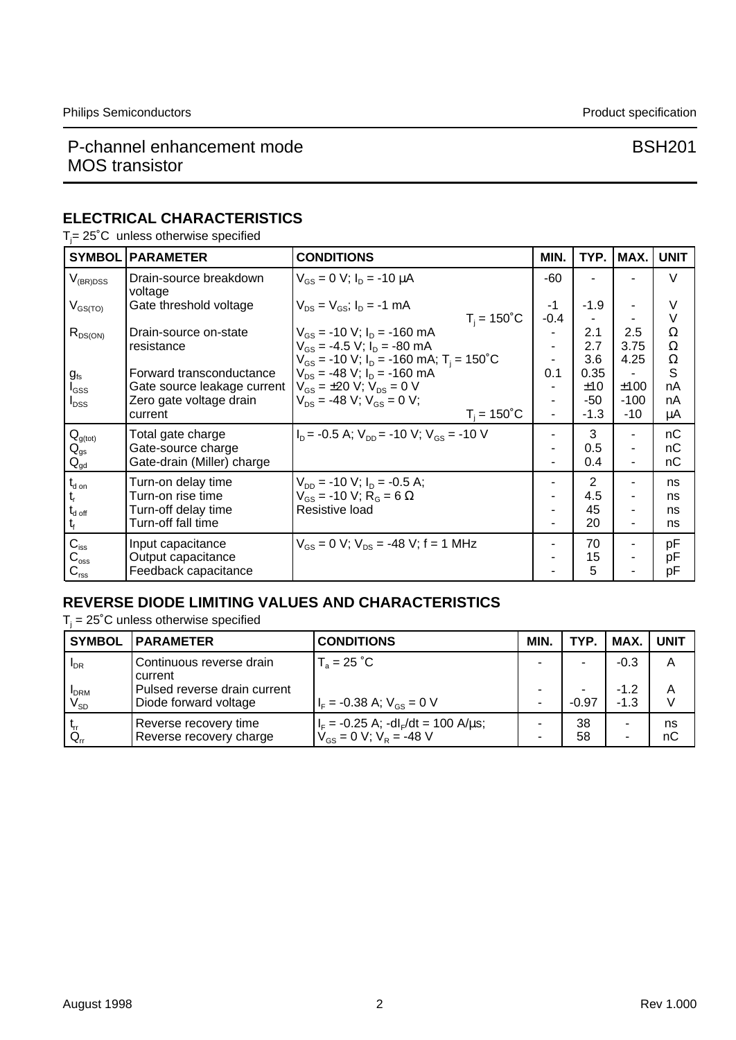## ELECTRICAL CHARACTERISTICS

$T_j$= 25˚C unless otherwise specified

| SYMBOL | PARAMETER | CONDITIONS | MIN. | TYP. | MAX. | UNIT |
|---|---|---|---|---|---|---|
| $V_{(BR)DSS}$ | Drain-source breakdown voltage | $V_{GS}$ = 0 V; $I_D$ = -10 µA | -60 | - | - | V |
| $V_{GS(TO)}$ | Gate threshold voltage | $V_{DS}$ = $V_{GS}$; $I_D$ = -1 mA | -1 | -1.9 | - | V |
| | | $T_j$ = 150˚C | -0.4 | - | - | V |
| $R_{DS(ON)}$ | Drain-source on-state resistance | $V_{GS}$ = -10 V; $I_D$ = -160 mA | - | 2.1 | 2.5 | Ω |
| | | $V_{GS}$ = -4.5 V; $I_D$ = -80 mA | - | 2.7 | 3.75 | Ω |
| | | $V_{GS}$ = -10 V; $I_D$ = -160 mA; $T_j$ = 150˚C | - | 3.6 | 4.25 | Ω |
| $g_{fs}$ | Forward transconductance | $V_{DS}$ = -48 V; $I_D$ = -160 mA | 0.1 | 0.35 | - | S |
| $I_{GSS}$ | Gate source leakage current | $V_{GS}$ = ±20 V; $V_{DS}$ = 0 V | - | ±10 | ±100 | nA |
| $I_{DSS}$ | Zero gate voltage drain current | $V_{DS}$ = -48 V; $V_{GS}$ = 0 V; | - | -50 | -100 | nA |
| | | $T_j$ = 150˚C | - | -1.3 | -10 | µA |
| $Q_{g(tot)}$ | Total gate charge | $I_D$ = -0.5 A; $V_{DD}$ = -10 V; $V_{GS}$ = -10 V | - | 3 | - | nC |
| $Q_{gs}$ | Gate-source charge | | - | 0.5 | - | nC |
| $Q_{gd}$ | Gate-drain (Miller) charge | | - | 0.4 | - | nC |
| $t_{d\,on}$ | Turn-on delay time | $V_{DD}$ = -10 V; $I_D$ = -0.5 A; | - | 2 | - | ns |
| $t_r$ | Turn-on rise time | $V_{GS}$ = -10 V; $R_G$ = 6 Ω | - | 4.5 | - | ns |
| $t_{d\,off}$ | Turn-off delay time | Resistive load | - | 45 | - | ns |
| $t_f$ | Turn-off fall time | | - | 20 | - | ns |
| $C_{iss}$ | Input capacitance | $V_{GS}$ = 0 V; $V_{DS}$ = -48 V; f = 1 MHz | - | 70 | - | pF |
| $C_{oss}$ | Output capacitance | | - | 15 | - | pF |
| $C_{rss}$ | Feedback capacitance | | - | 5 | - | pF |

## REVERSE DIODE LIMITING VALUES AND CHARACTERISTICS

$T_j$ = 25˚C unless otherwise specified

| SYMBOL | PARAMETER | CONDITIONS | MIN. | TYP. | MAX. | UNIT |
|---|---|---|---|---|---|---|
| $I_{DR}$ | Continuous reverse drain current | $T_a$ = 25 ˚C | - | - | -0.3 | A |
| $I_{DRM}$ | Pulsed reverse drain current | | - | - | -1.2 | A |
| $V_{SD}$ | Diode forward voltage | $I_F$ = -0.38 A; $V_{GS}$ = 0 V | - | -0.97 | -1.3 | V |
| $t_{rr}$ | Reverse recovery time | $I_F$ = -0.25 A; -d$I_F$/dt = 100 A/µs; | - | 38 | - | ns |
| $Q_{rr}$ | Reverse recovery charge | $V_{GS}$ = 0 V; $V_R$ = -48 V | - | 58 | - | nC |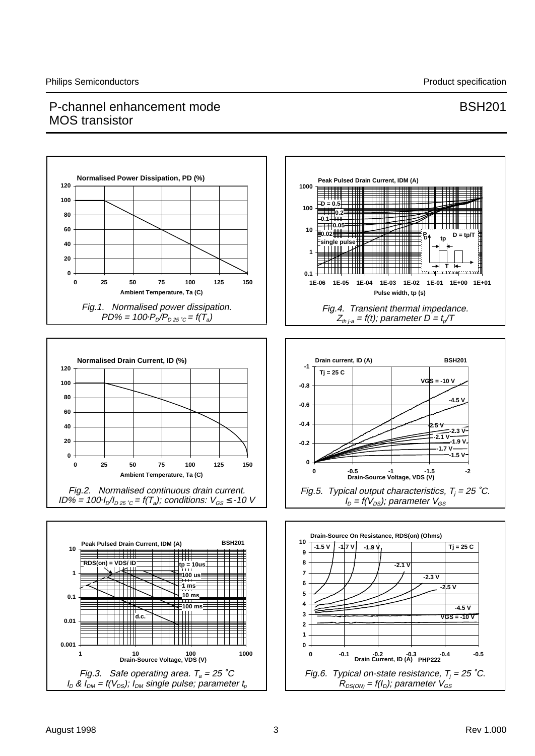Fig.1. Normalised power dissipation. $PD\% = 100 \cdot P_D/P_{D\ 25\ ^\circ C} = f(T_a)$

Fig.4. Transient thermal impedance. $Z_{th\ j\text{-}a} = f(t)$; parameter $D = t_p/T$

Fig.2. Normalised continuous drain current. $ID\% = 100 \cdot I_D/I_{D\ 25\ ^\circ C} = f(T_a)$; conditions: $V_{GS} \leq -10$ V

Fig.5. Typical output characteristics, $T_j = 25\ ^\circ C$. $I_D = f(V_{DS})$; parameter $V_{GS}$

Fig.3. Safe operating area. $T_a = 25\ ^\circ C$ $I_D$ & $I_{DM} = f(V_{DS})$; $I_{DM}$ single pulse; parameter $t_p$

Fig.6. Typical on-state resistance, $T_j = 25\ ^\circ C$. $R_{DS(ON)} = f(I_D)$; parameter $V_{GS}$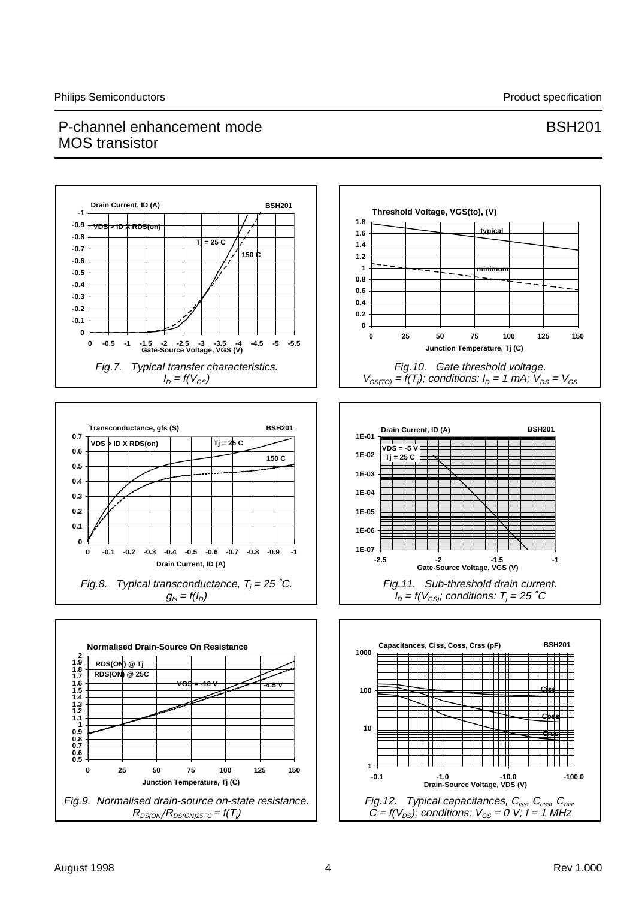Fig.7. Typical transfer characteristics. $I_D = f(V_{GS})$

Fig.10. Gate threshold voltage. $V_{GS(TO)} = f(T_j)$; conditions: $I_D$ = 1 mA; $V_{DS} = V_{GS}$

Fig.8. Typical transconductance, $T_j$ = 25 ˚C. $g_{fs} = f(I_D)$

Fig.11. Sub-threshold drain current. $I_D = f(V_{GS})$; conditions: $T_j$ = 25 ˚C

Fig.9. Normalised drain-source on-state resistance. $R_{DS(ON)}/R_{DS(ON)25\ ^\circ C} = f(T_j)$

Fig.12. Typical capacitances, $C_{iss}$, $C_{oss}$, $C_{rss}$. $C = f(V_{DS})$; conditions: $V_{GS}$ = 0 V; f = 1 MHz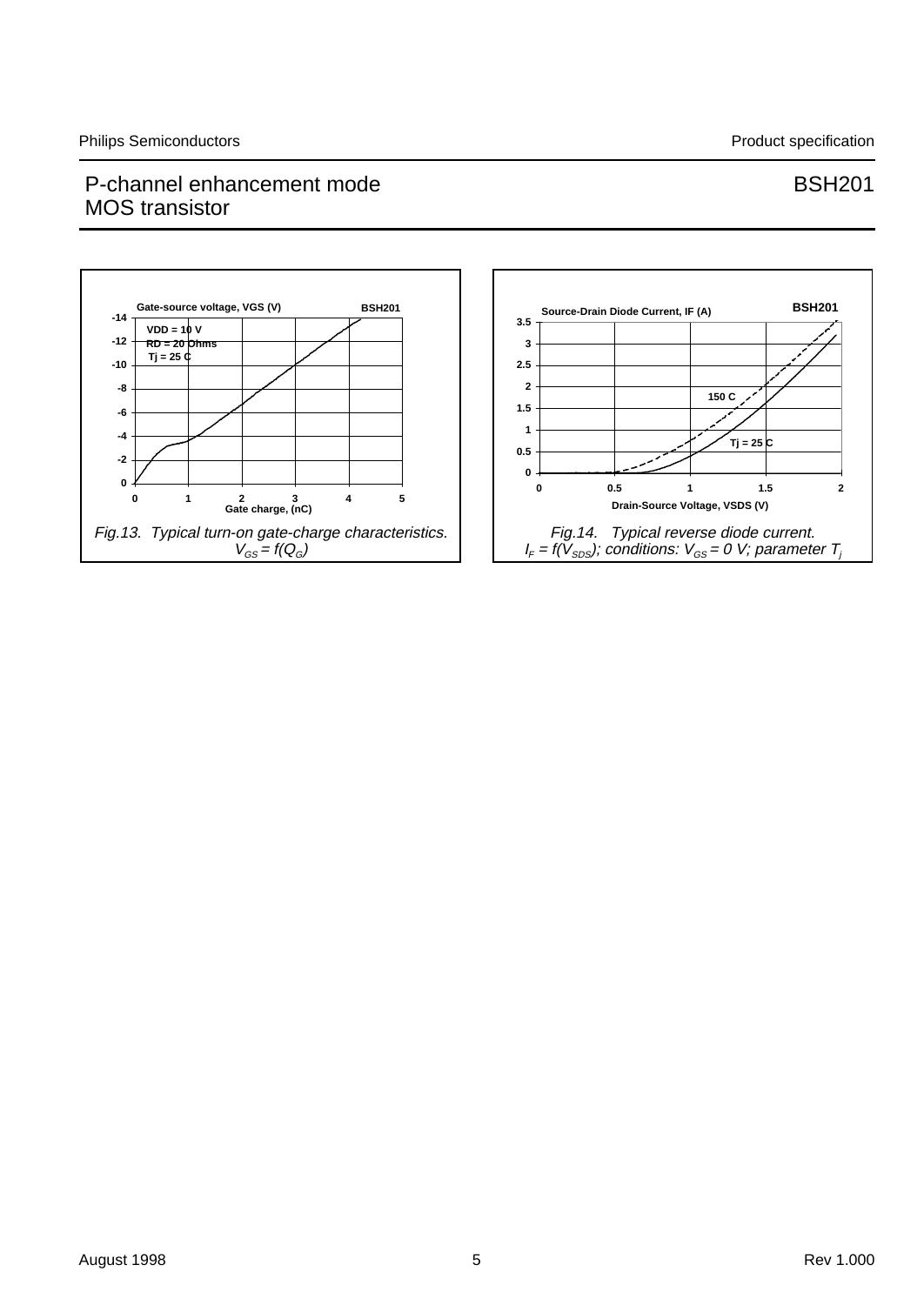Fig.13. Typical turn-on gate-charge characteristics. $V_{GS} = f(Q_G)$

Fig.14. Typical reverse diode current. $I_F = f(V_{SDS})$; conditions: $V_{GS} = 0$ V; parameter $T_j$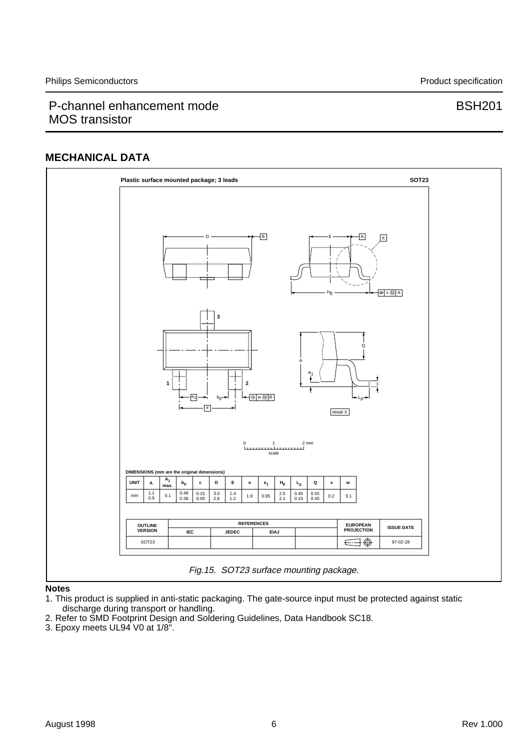## MECHANICAL DATA

**Plastic surface mounted package; 3 leads** **SOT23**

DIMENSIONS (mm are the original dimensions)

| UNIT | A | $A_1$ max. | $b_p$ | c | D | E | e | $e_1$ | $H_E$ | $L_p$ | Q | v | w |
|---|---|---|---|---|---|---|---|---|---|---|---|---|---|
| mm | 1.1<br>0.9 | 0.1 | 0.48<br>0.38 | 0.15<br>0.09 | 3.0<br>2.8 | 1.4<br>1.2 | 1.9 | 0.95 | 2.5<br>2.1 | 0.45<br>0.15 | 0.55<br>0.45 | 0.2 | 0.1 |

| OUTLINE VERSION | REFERENCES | | | | EUROPEAN PROJECTION | ISSUE DATE |
|---|---|---|---|---|---|---|
| | IEC | JEDEC | EIAJ | | | |
| SOT23 | | | | | | 97-02-28 |

*Fig.15. SOT23 surface mounting package.*

**Notes**

1. This product is supplied in anti-static packaging. The gate-source input must be protected against static discharge during transport or handling.
2. Refer to SMD Footprint Design and Soldering Guidelines, Data Handbook SC18.
3. Epoxy meets UL94 V0 at 1/8".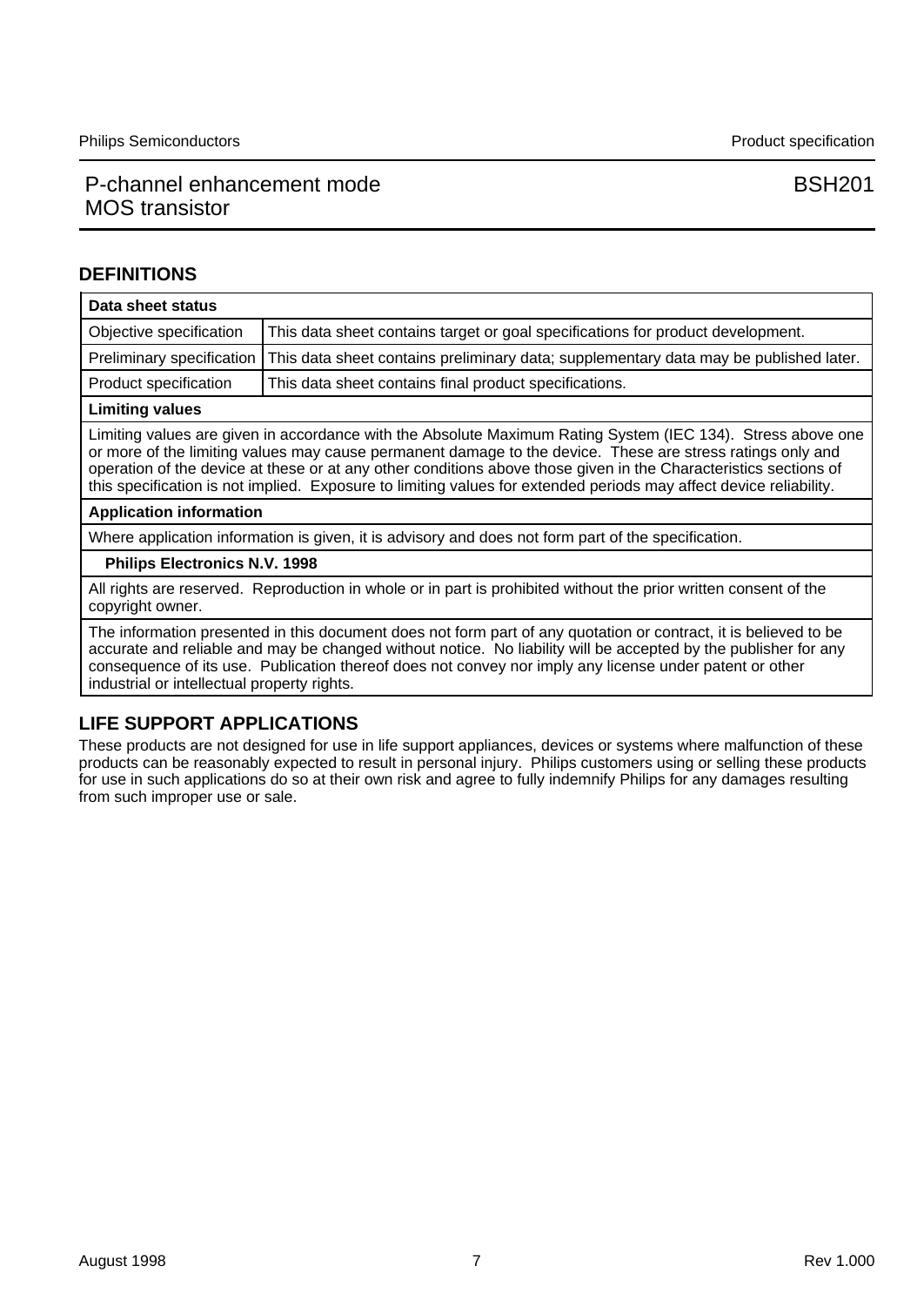## DEFINITIONS

| Data sheet status | |
| --- | --- |
| Objective specification | This data sheet contains target or goal specifications for product development. |
| Preliminary specification | This data sheet contains preliminary data; supplementary data may be published later. |
| Product specification | This data sheet contains final product specifications. |

**Limiting values**

Limiting values are given in accordance with the Absolute Maximum Rating System (IEC 134). Stress above one or more of the limiting values may cause permanent damage to the device. These are stress ratings only and operation of the device at these or at any other conditions above those given in the Characteristics sections of this specification is not implied. Exposure to limiting values for extended periods may affect device reliability.

**Application information**

Where application information is given, it is advisory and does not form part of the specification.

**Philips Electronics N.V. 1998**

All rights are reserved. Reproduction in whole or in part is prohibited without the prior written consent of the copyright owner.

The information presented in this document does not form part of any quotation or contract, it is believed to be accurate and reliable and may be changed without notice. No liability will be accepted by the publisher for any consequence of its use. Publication thereof does not convey nor imply any license under patent or other industrial or intellectual property rights.

## LIFE SUPPORT APPLICATIONS

These products are not designed for use in life support appliances, devices or systems where malfunction of these products can be reasonably expected to result in personal injury. Philips customers using or selling these products for use in such applications do so at their own risk and agree to fully indemnify Philips for any damages resulting from such improper use or sale.